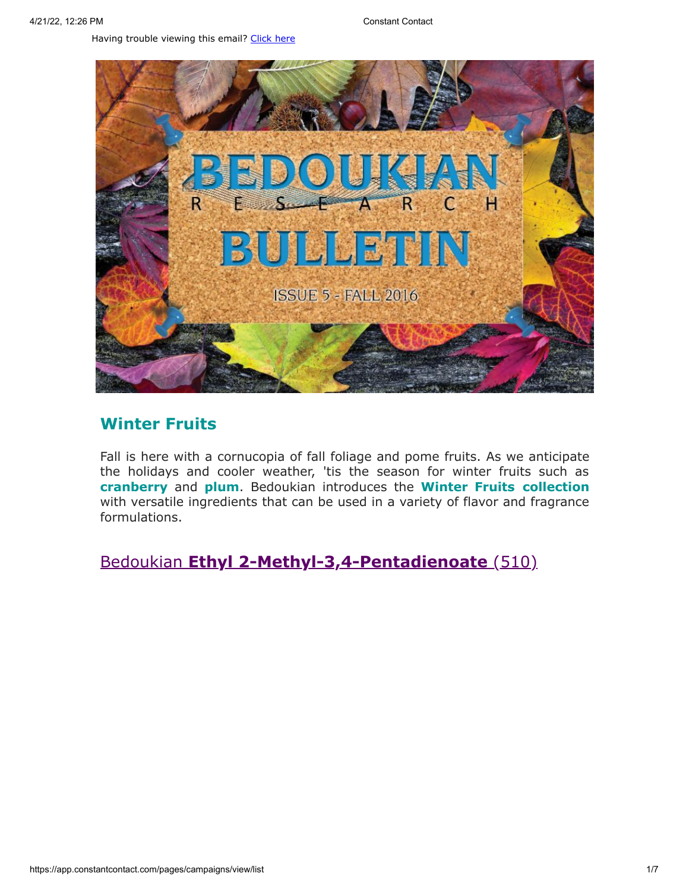Having trouble viewing this email? Click here

## Winter Fruits

Fall is here with a cornucopia of fall foliage and pome fruits. As we anticipate the holidays and cooler weather, 'tis the season for winter fruits such as **cranberry** and **plum**. Bedoukian introduces the **Winter Fruits collection** with versatile ingredients that can be used in a variety of flavor and fragrance formulations.

## Bedoukian **Ethyl 2-Methyl-3,4-Pentadienoate** (510)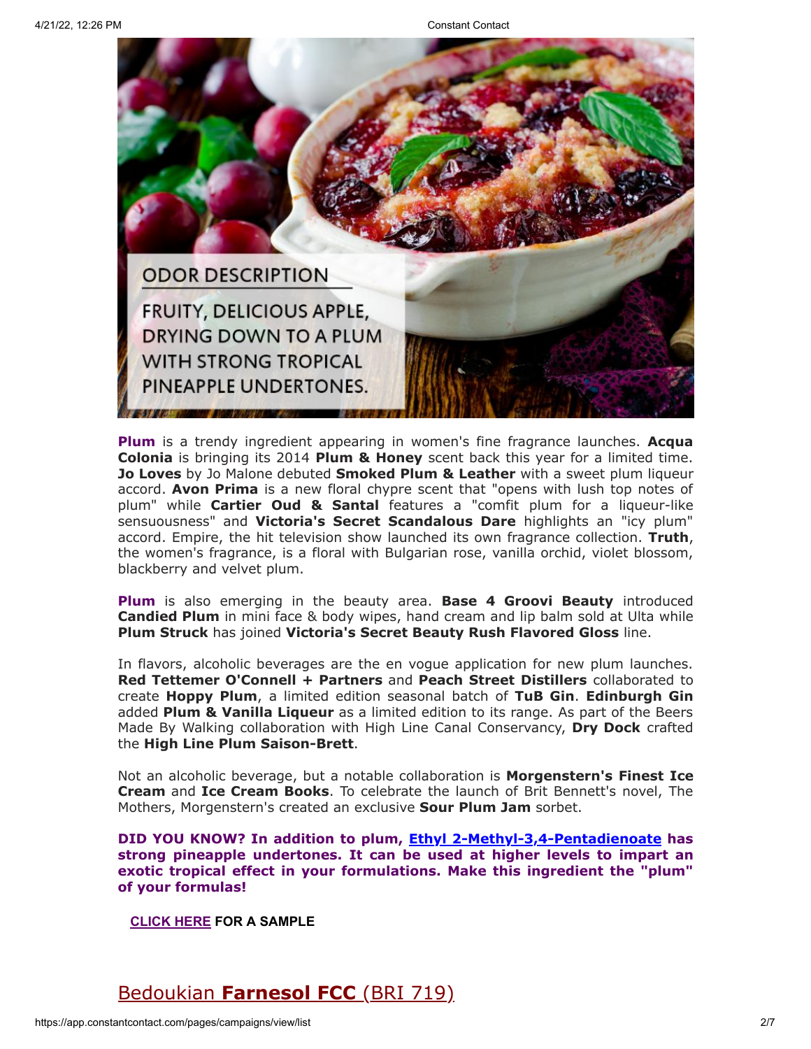ODOR DESCRIPTION

FRUITY, DELICIOUS APPLE, DRYING DOWN TO A PLUM WITH STRONG TROPICAL PINEAPPLE UNDERTONES.

**Plum** is a trendy ingredient appearing in women's fine fragrance launches. **Acqua Colonia** is bringing its 2014 **Plum & Honey** scent back this year for a limited time. **Jo Loves** by Jo Malone debuted **Smoked Plum & Leather** with a sweet plum liqueur accord. **Avon Prima** is a new floral chypre scent that "opens with lush top notes of plum" while **Cartier Oud & Santal** features a "comfit plum for a liqueur-like sensuousness" and **Victoria's Secret Scandalous Dare** highlights an "icy plum" accord. Empire, the hit television show launched its own fragrance collection. **Truth**, the women's fragrance, is a floral with Bulgarian rose, vanilla orchid, violet blossom, blackberry and velvet plum.

**Plum** is also emerging in the beauty area. **Base 4 Groovi Beauty** introduced **Candied Plum** in mini face & body wipes, hand cream and lip balm sold at Ulta while **Plum Struck** has joined **Victoria's Secret Beauty Rush Flavored Gloss** line.

In flavors, alcoholic beverages are the en vogue application for new plum launches. **Red Tettemer O'Connell + Partners** and **Peach Street Distillers** collaborated to create **Hoppy Plum**, a limited edition seasonal batch of **TuB Gin**. **Edinburgh Gin** added **Plum & Vanilla Liqueur** as a limited edition to its range. As part of the Beers Made By Walking collaboration with High Line Canal Conservancy, **Dry Dock** crafted the **High Line Plum Saison-Brett**.

Not an alcoholic beverage, but a notable collaboration is **Morgenstern's Finest Ice Cream** and **Ice Cream Books**. To celebrate the launch of Brit Bennett's novel, The Mothers, Morgenstern's created an exclusive **Sour Plum Jam** sorbet.

**DID YOU KNOW? In addition to plum, Ethyl 2-Methyl-3,4-Pentadienoate has strong pineapple undertones. It can be used at higher levels to impart an exotic tropical effect in your formulations. Make this ingredient the "plum" of your formulas!**

**CLICK HERE FOR A SAMPLE**

## Bedoukian **Farnesol FCC** (BRI 719)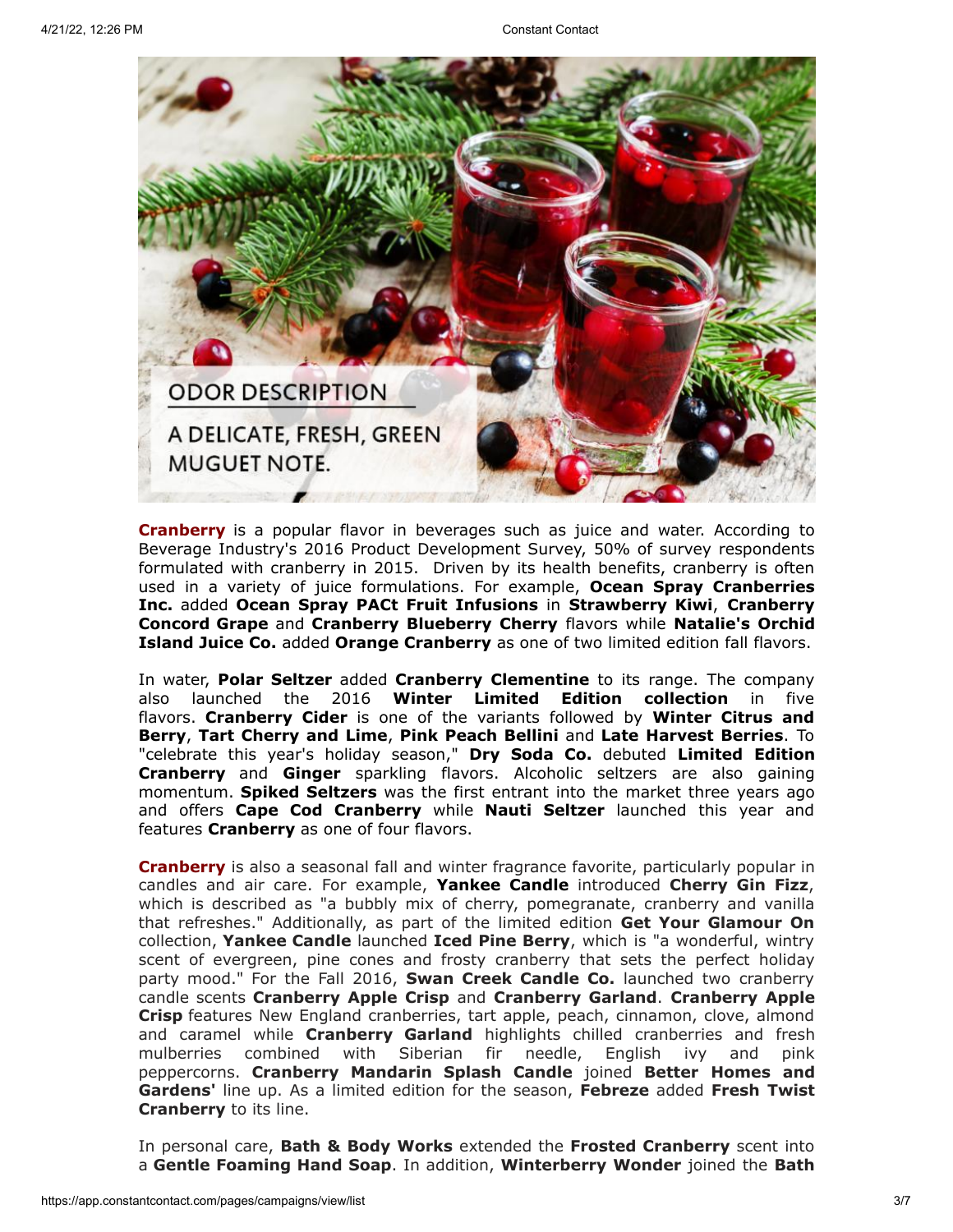ODOR DESCRIPTION

A DELICATE, FRESH, GREEN MUGUET NOTE.

**Cranberry** is a popular flavor in beverages such as juice and water. According to Beverage Industry's 2016 Product Development Survey, 50% of survey respondents formulated with cranberry in 2015. Driven by its health benefits, cranberry is often used in a variety of juice formulations. For example, **Ocean Spray Cranberries Inc.** added **Ocean Spray PACt Fruit Infusions** in **Strawberry Kiwi**, **Cranberry Concord Grape** and **Cranberry Blueberry Cherry** flavors while **Natalie's Orchid Island Juice Co.** added **Orange Cranberry** as one of two limited edition fall flavors.

In water, **Polar Seltzer** added **Cranberry Clementine** to its range. The company also launched the 2016 **Winter Limited Edition collection** in five flavors. **Cranberry Cider** is one of the variants followed by **Winter Citrus and Berry**, **Tart Cherry and Lime**, **Pink Peach Bellini** and **Late Harvest Berries**. To "celebrate this year's holiday season," **Dry Soda Co.** debuted **Limited Edition Cranberry** and **Ginger** sparkling flavors. Alcoholic seltzers are also gaining momentum. **Spiked Seltzers** was the first entrant into the market three years ago and offers **Cape Cod Cranberry** while **Nauti Seltzer** launched this year and features **Cranberry** as one of four flavors.

**Cranberry** is also a seasonal fall and winter fragrance favorite, particularly popular in candles and air care. For example, **Yankee Candle** introduced **Cherry Gin Fizz**, which is described as "a bubbly mix of cherry, pomegranate, cranberry and vanilla that refreshes." Additionally, as part of the limited edition **Get Your Glamour On** collection, **Yankee Candle** launched **Iced Pine Berry**, which is "a wonderful, wintry scent of evergreen, pine cones and frosty cranberry that sets the perfect holiday party mood." For the Fall 2016, **Swan Creek Candle Co.** launched two cranberry candle scents **Cranberry Apple Crisp** and **Cranberry Garland**. **Cranberry Apple Crisp** features New England cranberries, tart apple, peach, cinnamon, clove, almond and caramel while **Cranberry Garland** highlights chilled cranberries and fresh mulberries combined with Siberian fir needle, English ivy and pink peppercorns. **Cranberry Mandarin Splash Candle** joined **Better Homes and Gardens'** line up. As a limited edition for the season, **Febreze** added **Fresh Twist Cranberry** to its line.

In personal care, **Bath & Body Works** extended the **Frosted Cranberry** scent into a **Gentle Foaming Hand Soap**. In addition, **Winterberry Wonder** joined the **Bath**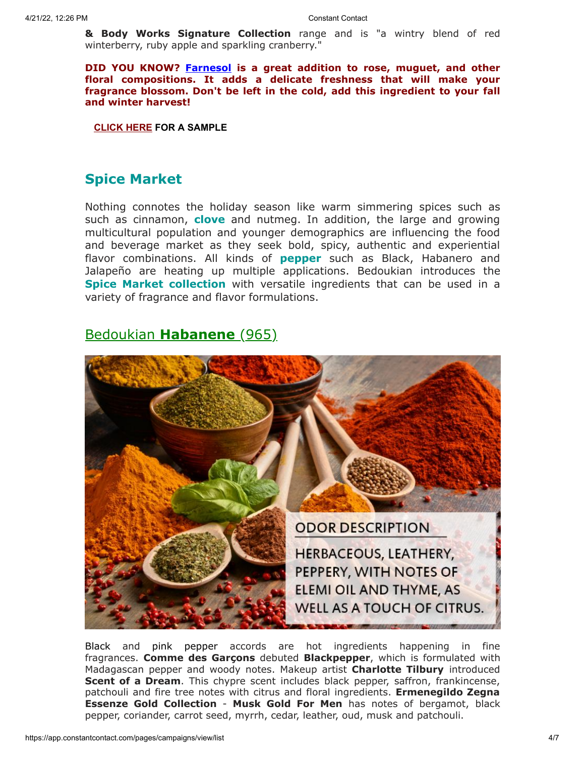**& Body Works Signature Collection** range and is "a wintry blend of red winterberry, ruby apple and sparkling cranberry."

**DID YOU KNOW? Farnesol is a great addition to rose, muguet, and other floral compositions. It adds a delicate freshness that will make your fragrance blossom. Don't be left in the cold, add this ingredient to your fall and winter harvest!**

**CLICK HERE FOR A SAMPLE**

## Spice Market

Nothing connotes the holiday season like warm simmering spices such as such as cinnamon, **clove** and nutmeg. In addition, the large and growing multicultural population and younger demographics are influencing the food and beverage market as they seek bold, spicy, authentic and experiential flavor combinations. All kinds of **pepper** such as Black, Habanero and Jalapeño are heating up multiple applications. Bedoukian introduces the **Spice Market collection** with versatile ingredients that can be used in a variety of fragrance and flavor formulations.

### Bedoukian **Habanene** (965)

Black and pink pepper accords are hot ingredients happening in fine fragrances. **Comme des Garçons** debuted **Blackpepper**, which is formulated with Madagascan pepper and woody notes. Makeup artist **Charlotte Tilbury** introduced **Scent of a Dream**. This chypre scent includes black pepper, saffron, frankincense, patchouli and fire tree notes with citrus and floral ingredients. **Ermenegildo Zegna Essenze Gold Collection** - **Musk Gold For Men** has notes of bergamot, black pepper, coriander, carrot seed, myrrh, cedar, leather, oud, musk and patchouli.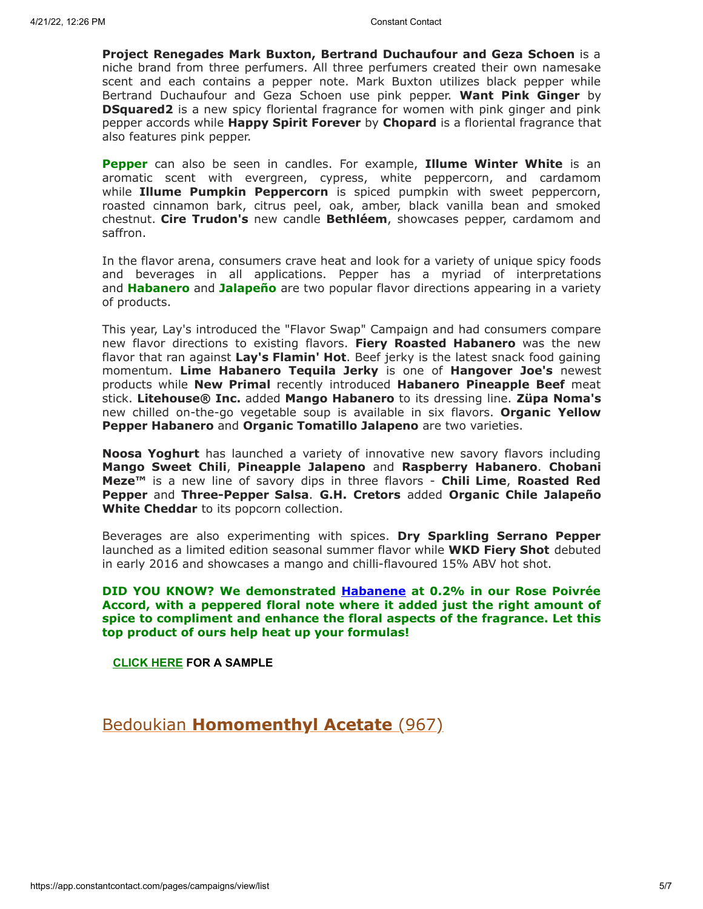**Project Renegades Mark Buxton, Bertrand Duchaufour and Geza Schoen** is a niche brand from three perfumers. All three perfumers created their own namesake scent and each contains a pepper note. Mark Buxton utilizes black pepper while Bertrand Duchaufour and Geza Schoen use pink pepper. **Want Pink Ginger** by **DSquared2** is a new spicy floriental fragrance for women with pink ginger and pink pepper accords while **Happy Spirit Forever** by **Chopard** is a floriental fragrance that also features pink pepper.

**Pepper** can also be seen in candles. For example, **Illume Winter White** is an aromatic scent with evergreen, cypress, white peppercorn, and cardamom while **Illume Pumpkin Peppercorn** is spiced pumpkin with sweet peppercorn, roasted cinnamon bark, citrus peel, oak, amber, black vanilla bean and smoked chestnut. **Cire Trudon's** new candle **Bethléem**, showcases pepper, cardamom and saffron.

In the flavor arena, consumers crave heat and look for a variety of unique spicy foods and beverages. Pepper has a myriad of interpretations and **Habanero** and **Jalapeño** are two popular flavor directions appearing in a variety of products.

This year, Lay's introduced the "Flavor Swap" Campaign and had consumers compare new flavor directions to existing flavors. **Fiery Roasted Habanero** was the new flavor that ran against **Lay's Flamin' Hot**. Beef jerky is the latest snack food gaining momentum. **Lime Habanero Tequila Jerky** is one of **Hangover Joe's** newest products while **New Primal** recently introduced **Habanero Pineapple Beef** meat stick. **Litehouse® Inc.** added **Mango Habanero** to its dressing line. **Züpa Noma's** new chilled on-the-go vegetable soup is available in six flavors. **Organic Yellow Pepper Habanero** and **Organic Tomatillo Jalapeno** are two varieties.

**Noosa Yoghurt** has launched a variety of innovative new savory flavors including **Mango Sweet Chili**, **Pineapple Jalapeno** and **Raspberry Habanero**. **Chobani Meze™** is a new line of savory dips in three flavors - **Chili Lime**, **Roasted Red Pepper** and **Three-Pepper Salsa**. **G.H. Cretors** added **Organic Chile Jalapeño White Cheddar** to its popcorn collection.

Beverages are also experimenting with spices. **Dry Sparkling Serrano Pepper** launched as a limited edition seasonal summer flavor while **WKD Fiery Shot** debuted in early 2016 and showcases a mango and chilli-flavoured 15% ABV hot shot.

**DID YOU KNOW? We demonstrated Habanene at 0.2% in our Rose Poivrée Accord, with a peppered floral note where it added just the right amount of spice to compliment and enhance the floral aspects of the fragrance. Let this top product of ours help heat up your formulas!**

**CLICK HERE FOR A SAMPLE**

## Bedoukian **Homomenthyl Acetate** (967)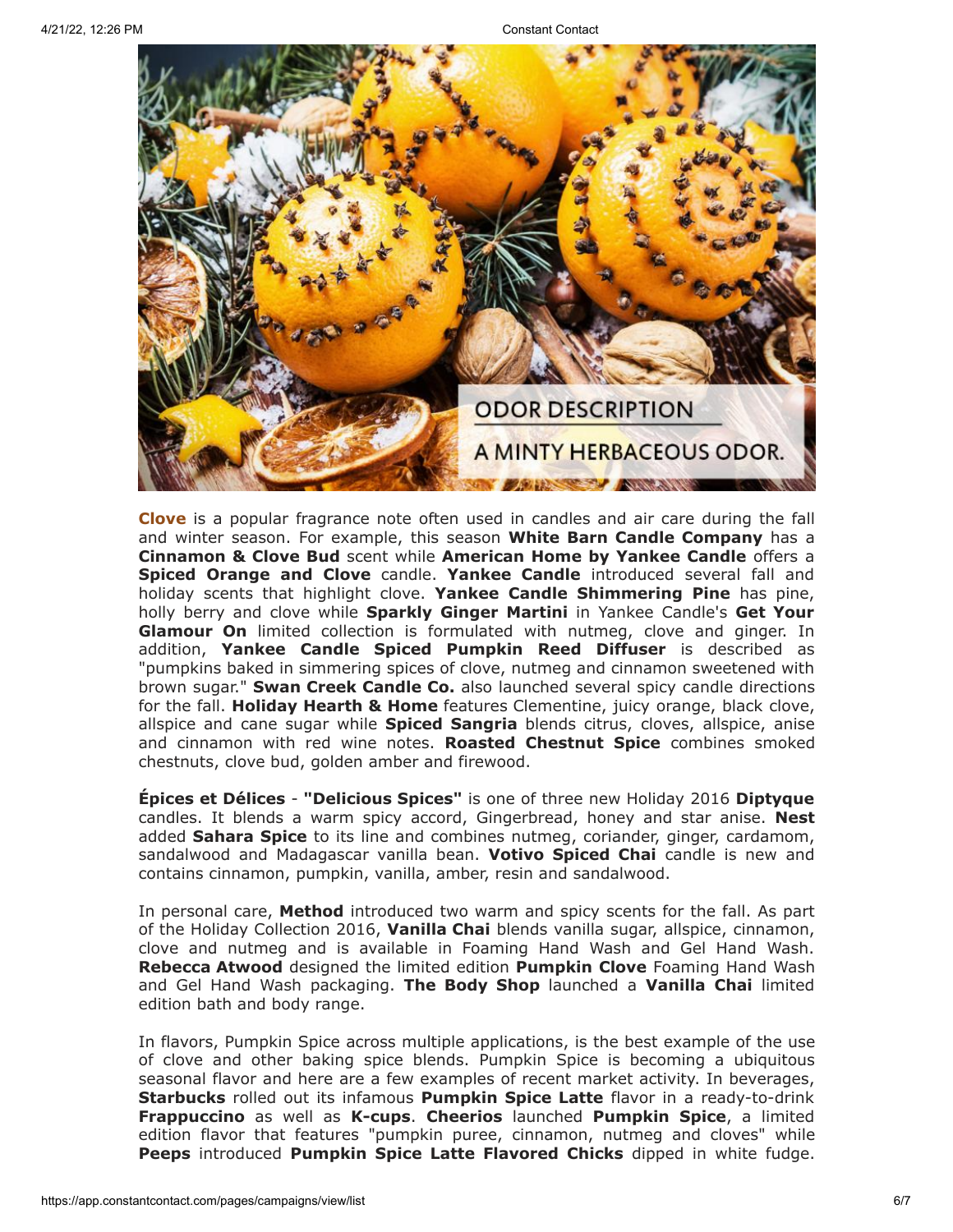ODOR DESCRIPTION

A MINTY HERBACEOUS ODOR.

**Clove** is a popular fragrance note often used in candles and air care during the fall and winter season. For example, this season **White Barn Candle Company** has a **Cinnamon & Clove Bud** scent while **American Home by Yankee Candle** offers a **Spiced Orange and Clove** candle. **Yankee Candle** introduced several fall and holiday scents that highlight clove. **Yankee Candle Shimmering Pine** has pine, holly berry and clove while **Sparkly Ginger Martini** in Yankee Candle's **Get Your Glamour On** limited collection is formulated with nutmeg, clove and ginger. In addition, **Yankee Candle Spiced Pumpkin Reed Diffuser** is described as "pumpkins baked in simmering spices of clove, nutmeg and cinnamon sweetened with brown sugar." **Swan Creek Candle Co.** also launched several spicy candle directions for the fall. **Holiday Hearth & Home** features Clementine, juicy orange, black clove, allspice and cane sugar while **Spiced Sangria** blends citrus, cloves, allspice, anise and cinnamon with red wine notes. **Roasted Chestnut Spice** combines smoked chestnuts, clove bud, golden amber and firewood.

**Épices et Délices** - **"Delicious Spices"** is one of three new Holiday 2016 **Diptyque** candles. It blends a warm spicy accord, Gingerbread, honey and star anise. **Nest** added **Sahara Spice** to its line and combines nutmeg, coriander, ginger, cardamom, sandalwood and Madagascar vanilla bean. **Votivo Spiced Chai** candle is new and contains cinnamon, pumpkin, vanilla, amber, resin and sandalwood.

In personal care, **Method** introduced two warm and spicy scents for the fall. As part of the Holiday Collection 2016, **Vanilla Chai** blends vanilla sugar, allspice, cinnamon, clove and nutmeg and is available in Foaming Hand Wash and Gel Hand Wash. **Rebecca Atwood** designed the limited edition **Pumpkin Clove** Foaming Hand Wash and Gel Hand Wash packaging. **The Body Shop** launched a **Vanilla Chai** limited edition bath and body range.

In flavors, Pumpkin Spice across multiple applications, is the best example of the use of clove and other baking spice blends. Pumpkin Spice is becoming a ubiquitous seasonal flavor and here are a few examples of recent market activity. In beverages, **Starbucks** rolled out its infamous **Pumpkin Spice Latte** flavor in a ready-to-drink **Frappuccino** as well as **K-cups**. **Cheerios** launched **Pumpkin Spice**, a limited edition flavor that features "pumpkin puree, cinnamon, nutmeg and cloves" while **Peeps** introduced **Pumpkin Spice Latte Flavored Chicks** dipped in white fudge.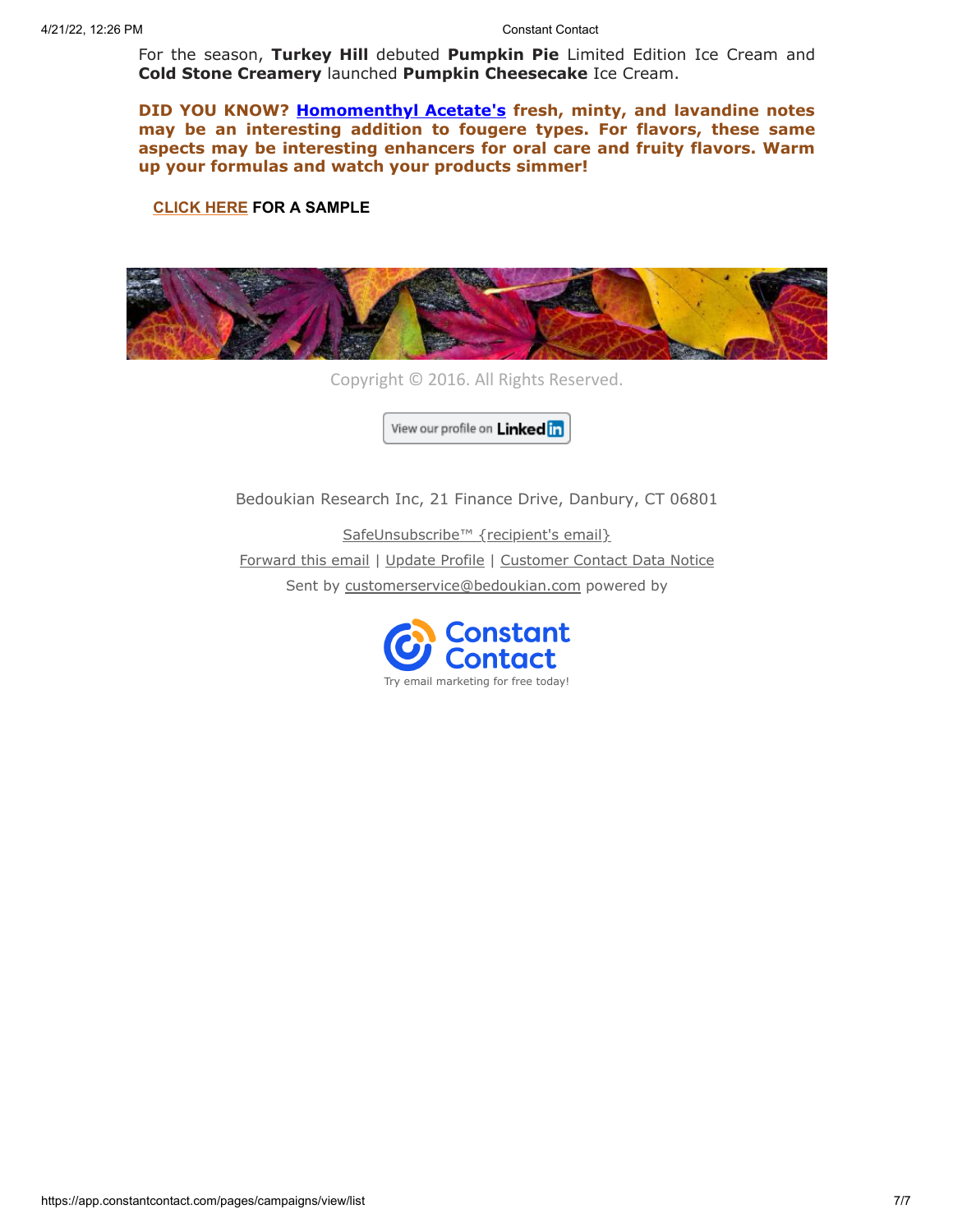For the season, **Turkey Hill** debuted **Pumpkin Pie** Limited Edition Ice Cream and **Cold Stone Creamery** launched **Pumpkin Cheesecake** Ice Cream.

**DID YOU KNOW? Homomenthyl Acetate's fresh, minty, and lavandine notes may be an interesting addition to fougere types. For flavors, these same aspects may be interesting enhancers for oral care and fruity flavors. Warm up your formulas and watch your products simmer!**

**CLICK HERE FOR A SAMPLE**

Copyright © 2016. All Rights Reserved.

View our profile on LinkedIn

Bedoukian Research Inc, 21 Finance Drive, Danbury, CT 06801

SafeUnsubscribe™ {recipient's email}

Forward this email | Update Profile | Customer Contact Data Notice

Sent by customerservice@bedoukian.com powered by

Constant Contact

Try email marketing for free today!